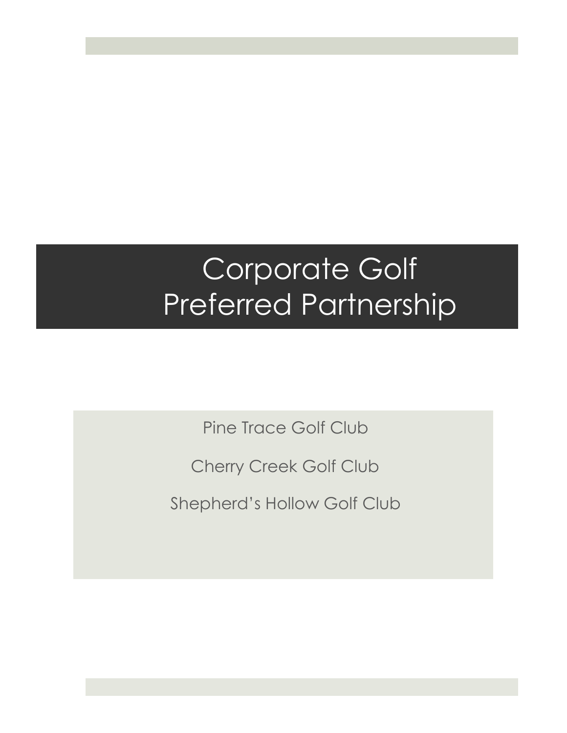# Corporate Golf Preferred Partnership

Pine Trace Golf Club

Cherry Creek Golf Club

Shepherd's Hollow Golf Club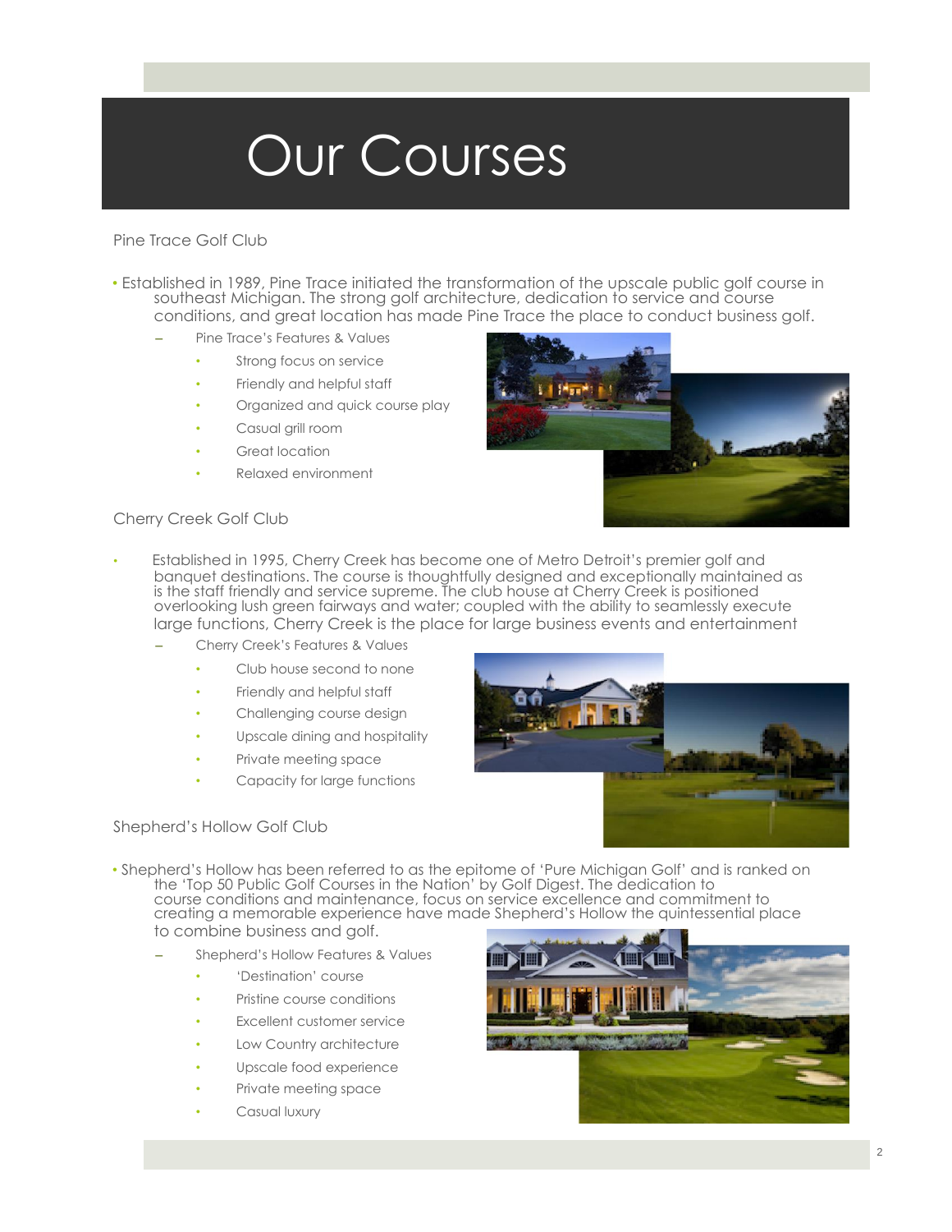# Our Courses

## Pine Trace Golf Club

- Established in 1989, Pine Trace initiated the transformation of the upscale public golf course in southeast Michigan. The strong golf architecture, dedication to service and course conditions, and great location has made Pine Trace the place to conduct business golf.
  - Pine Trace's Features & Values
    - Strong focus on service
    - Friendly and helpful staff
    - Organized and quick course play
    - Casual grill room
    - Great location
    - Relaxed environment

## Cherry Creek Golf Club

- Established in 1995, Cherry Creek has become one of Metro Detroit's premier golf and banquet destinations. The course is thoughtfully designed and exceptionally maintained as is the staff friendly and service supreme. The club house at Cherry Creek is positioned overlooking lush green fairways and water; coupled with the ability to seamlessly execute large functions, Cherry Creek is the place for large business events and entertainment
  - Cherry Creek's Features & Values
    - Club house second to none
    - Friendly and helpful staff
    - Challenging course design
    - Upscale dining and hospitality
    - Private meeting space
    - Capacity for large functions

## Shepherd's Hollow Golf Club

- Shepherd's Hollow has been referred to as the epitome of 'Pure Michigan Golf' and is ranked on the 'Top 50 Public Golf Courses in the Nation' by Golf Digest. The dedication to course conditions and maintenance, focus on service excellence and commitment to creating a memorable experience have made Shepherd's Hollow the quintessential place to combine business and golf.
  - Shepherd's Hollow Features & Values
    - 'Destination' course
    - Pristine course conditions
    - Excellent customer service
    - Low Country architecture
    - Upscale food experience
    - Private meeting space
    - Casual luxury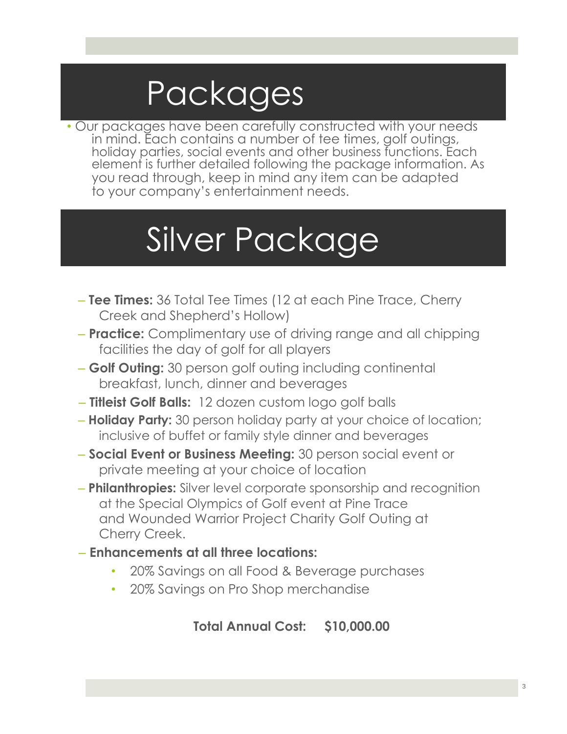# Packages

- Our packages have been carefully constructed with your needs in mind. Each contains a number of tee times, golf outings, holiday parties, social events and other business functions. Each element is further detailed following the package information. As you read through, keep in mind any item can be adapted to your company's entertainment needs.

# Silver Package

- **Tee Times:** 36 Total Tee Times (12 at each Pine Trace, Cherry Creek and Shepherd's Hollow)
- **Practice:** Complimentary use of driving range and all chipping facilities the day of golf for all players
- **Golf Outing:** 30 person golf outing including continental breakfast, lunch, dinner and beverages
- **Titleist Golf Balls:** 12 dozen custom logo golf balls
- **Holiday Party:** 30 person holiday party at your choice of location; inclusive of buffet or family style dinner and beverages
- **Social Event or Business Meeting:** 30 person social event or private meeting at your choice of location
- **Philanthropies:** Silver level corporate sponsorship and recognition at the Special Olympics of Golf event at Pine Trace and Wounded Warrior Project Charity Golf Outing at Cherry Creek.
- **Enhancements at all three locations:**
  - 20% Savings on all Food & Beverage purchases
  - 20% Savings on Pro Shop merchandise

**Total Annual Cost: $10,000.00**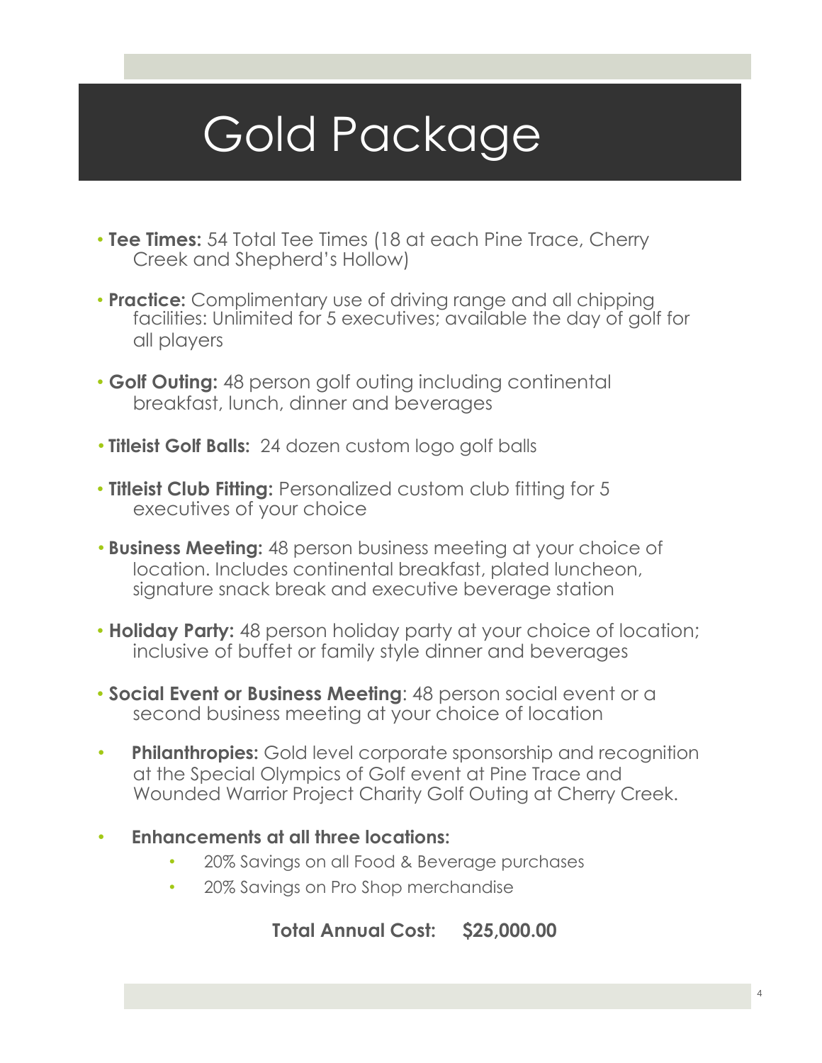# Gold Package

- **Tee Times:** 54 Total Tee Times (18 at each Pine Trace, Cherry Creek and Shepherd's Hollow)
- **Practice:** Complimentary use of driving range and all chipping facilities: Unlimited for 5 executives; available the day of golf for all players
- **Golf Outing:** 48 person golf outing including continental breakfast, lunch, dinner and beverages
- **Titleist Golf Balls:** 24 dozen custom logo golf balls
- **Titleist Club Fitting:** Personalized custom club fitting for 5 executives of your choice
- **Business Meeting:** 48 person business meeting at your choice of location. Includes continental breakfast, plated luncheon, signature snack break and executive beverage station
- **Holiday Party:** 48 person holiday party at your choice of location; inclusive of buffet or family style dinner and beverages
- **Social Event or Business Meeting**: 48 person social event or a second business meeting at your choice of location
- **Philanthropies:** Gold level corporate sponsorship and recognition at the Special Olympics of Golf event at Pine Trace and Wounded Warrior Project Charity Golf Outing at Cherry Creek.
- **Enhancements at all three locations:**
  - 20% Savings on all Food & Beverage purchases
  - 20% Savings on Pro Shop merchandise

**Total Annual Cost: $25,000.00**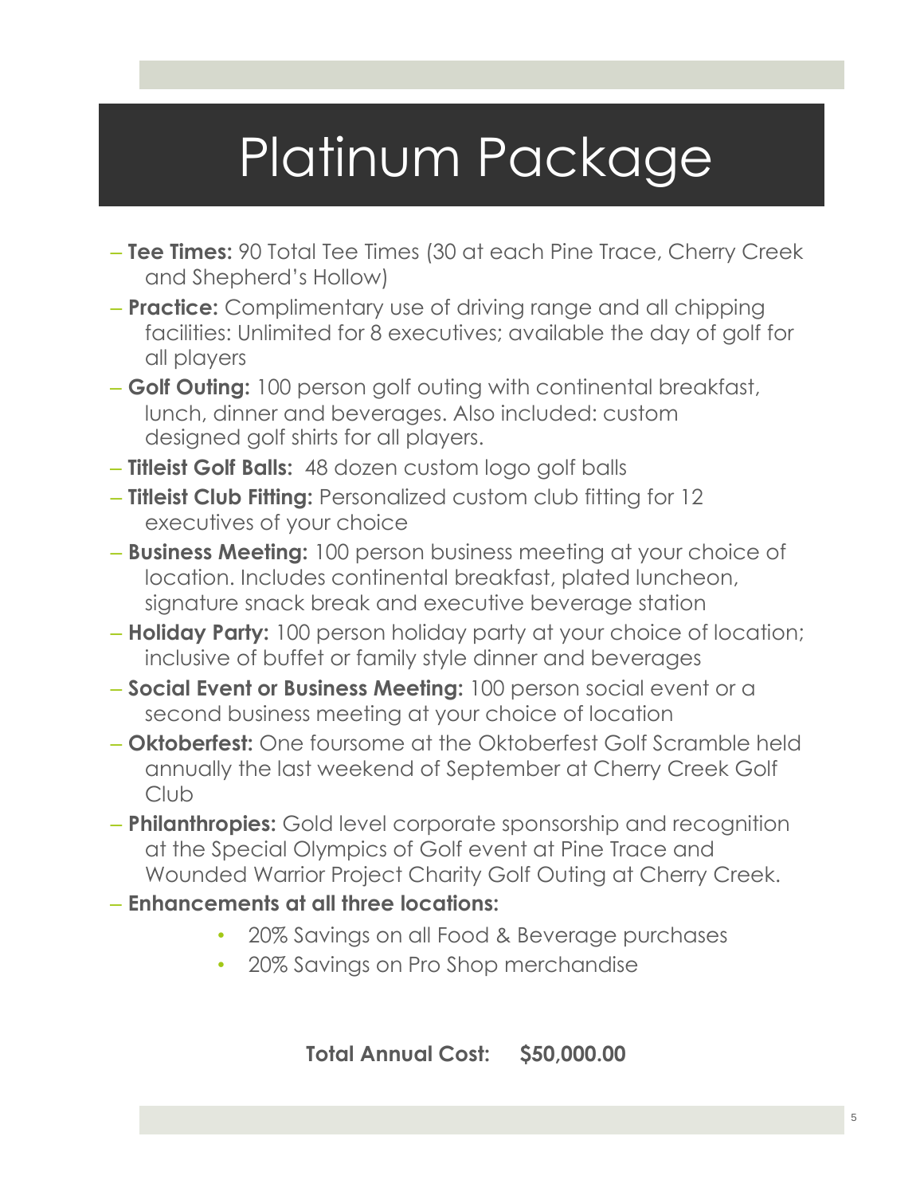# Platinum Package

- **Tee Times:** 90 Total Tee Times (30 at each Pine Trace, Cherry Creek and Shepherd's Hollow)
- **Practice:** Complimentary use of driving range and all chipping facilities: Unlimited for 8 executives; available the day of golf for all players
- **Golf Outing:** 100 person golf outing with continental breakfast, lunch, dinner and beverages. Also included: custom designed golf shirts for all players.
- **Titleist Golf Balls:** 48 dozen custom logo golf balls
- **Titleist Club Fitting:** Personalized custom club fitting for 12 executives of your choice
- **Business Meeting:** 100 person business meeting at your choice of location. Includes continental breakfast, plated luncheon, signature snack break and executive beverage station
- **Holiday Party:** 100 person holiday party at your choice of location; inclusive of buffet or family style dinner and beverages
- **Social Event or Business Meeting:** 100 person social event or a second business meeting at your choice of location
- **Oktoberfest:** One foursome at the Oktoberfest Golf Scramble held annually the last weekend of September at Cherry Creek Golf Club
- **Philanthropies:** Gold level corporate sponsorship and recognition at the Special Olympics of Golf event at Pine Trace and Wounded Warrior Project Charity Golf Outing at Cherry Creek.
- **Enhancements at all three locations:**
  - 20% Savings on all Food & Beverage purchases
  - 20% Savings on Pro Shop merchandise

**Total Annual Cost: $50,000.00**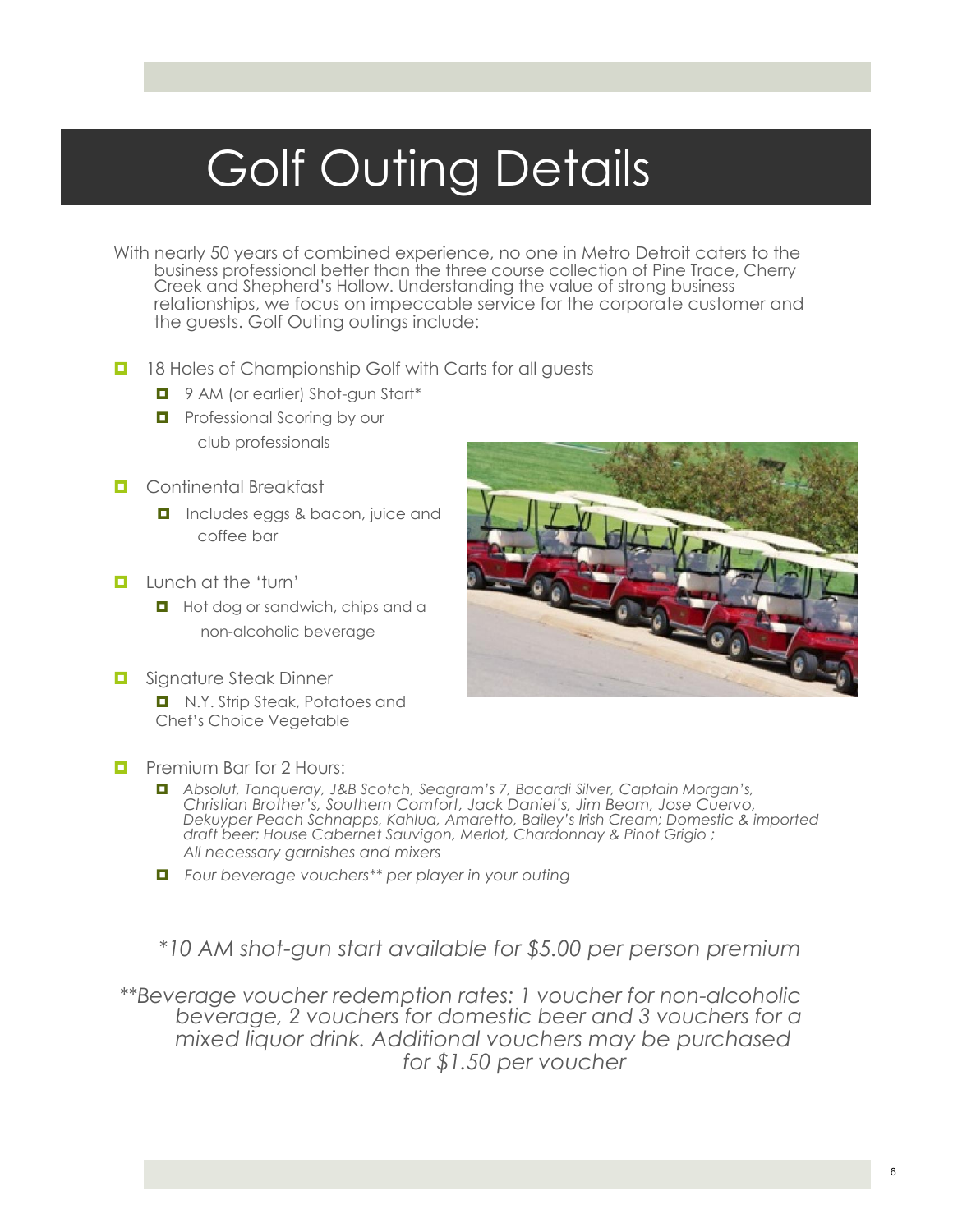# Golf Outing Details

With nearly 50 years of combined experience, no one in Metro Detroit caters to the business professional better than the three course collection of Pine Trace, Cherry Creek and Shepherd's Hollow. Understanding the value of strong business relationships, we focus on impeccable service for the corporate customer and the guests. Golf Outing outings include:

- 18 Holes of Championship Golf with Carts for all guests
  - 9 AM (or earlier) Shot-gun Start*
  - Professional Scoring by our club professionals
- Continental Breakfast
  - Includes eggs & bacon, juice and coffee bar
- Lunch at the 'turn'
  - Hot dog or sandwich, chips and a non-alcoholic beverage
- Signature Steak Dinner
  - N.Y. Strip Steak, Potatoes and Chef's Choice Vegetable
- Premium Bar for 2 Hours:
  - *Absolut, Tanqueray, J&B Scotch, Seagram's 7, Bacardi Silver, Captain Morgan's, Christian Brother's, Southern Comfort, Jack Daniel's, Jim Beam, Jose Cuervo, Dekuyper Peach Schnapps, Kahlua, Amaretto, Bailey's Irish Cream; Domestic & imported draft beer; House Cabernet Sauvigon, Merlot, Chardonnay & Pinot Grigio ; All necessary garnishes and mixers*
  - *Four beverage vouchers** per player in your outing*

*\*10 AM shot-gun start available for $5.00 per person premium*

*\*\*Beverage voucher redemption rates: 1 voucher for non-alcoholic beverage, 2 vouchers for domestic beer and 3 vouchers for a mixed liquor drink. Additional vouchers may be purchased for $1.50 per voucher*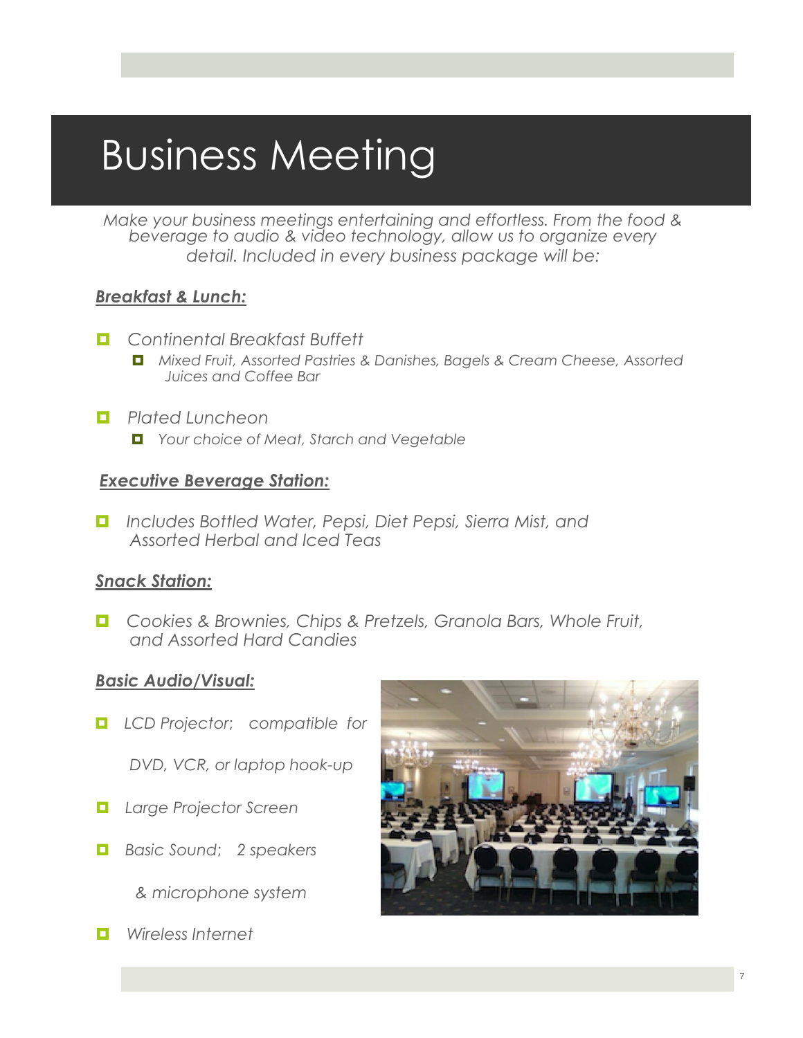# Business Meeting

*Make your business meetings entertaining and effortless. From the food & beverage to audio & video technology, allow us to organize every detail. Included in every business package will be:*

***Breakfast & Lunch:***

- *Continental Breakfast Buffett*
  - *Mixed Fruit, Assorted Pastries & Danishes, Bagels & Cream Cheese, Assorted Juices and Coffee Bar*
- *Plated Luncheon*
  - *Your choice of Meat, Starch and Vegetable*

***Executive Beverage Station:***

- *Includes Bottled Water, Pepsi, Diet Pepsi, Sierra Mist, and Assorted Herbal and Iced Teas*

***Snack Station:***

- *Cookies & Brownies, Chips & Pretzels, Granola Bars, Whole Fruit, and Assorted Hard Candies*

***Basic Audio/Visual:***

- *LCD Projector; compatible for DVD, VCR, or laptop hook-up*
- *Large Projector Screen*
- *Basic Sound; 2 speakers & microphone system*
- *Wireless Internet*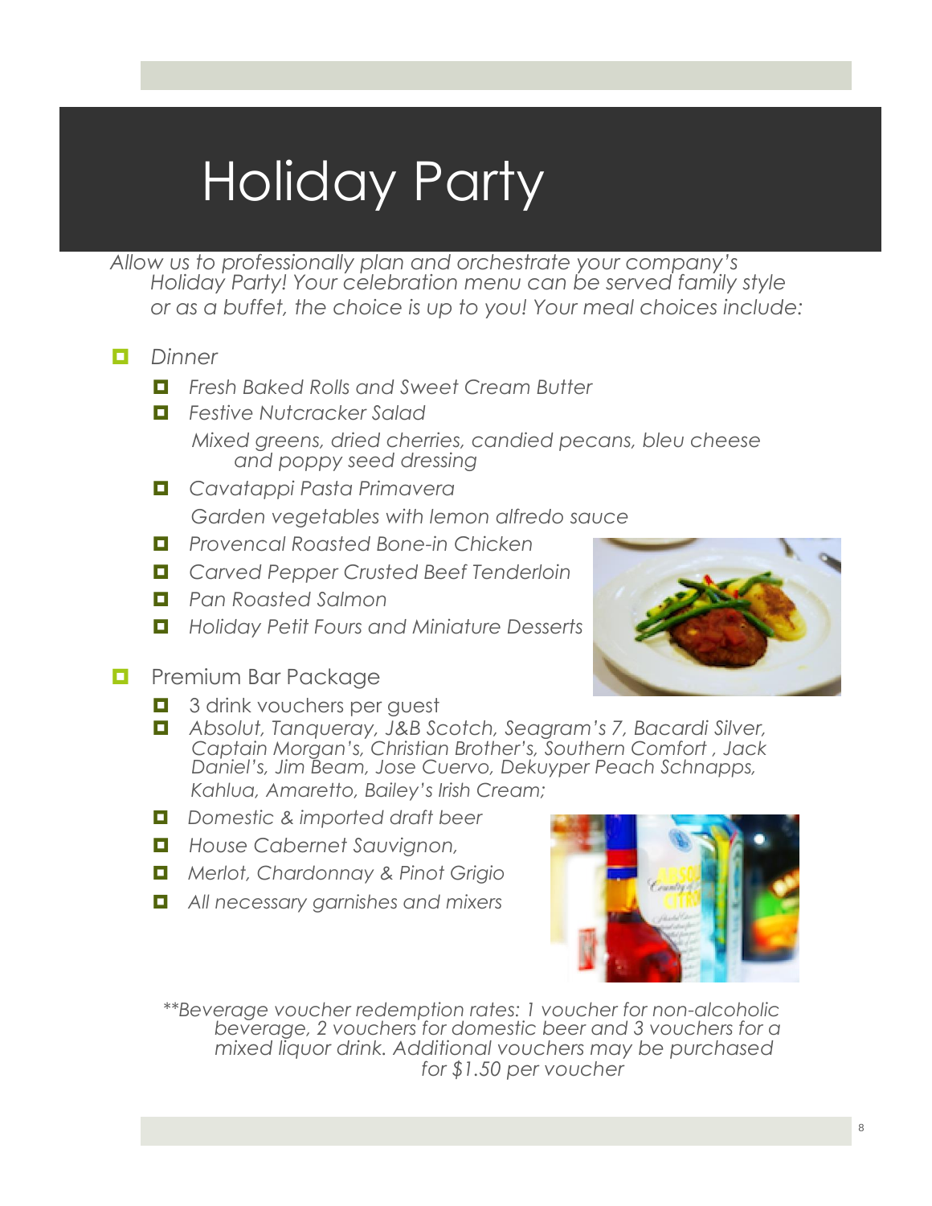# Holiday Party

*Allow us to professionally plan and orchestrate your company's Holiday Party! Your celebration menu can be served family style or as a buffet, the choice is up to you! Your meal choices include:*

- *Dinner*
  - *Fresh Baked Rolls and Sweet Cream Butter*
  - *Festive Nutcracker Salad*

    *Mixed greens, dried cherries, candied pecans, bleu cheese and poppy seed dressing*
  - *Cavatappi Pasta Primavera*

    *Garden vegetables with lemon alfredo sauce*
  - *Provencal Roasted Bone-in Chicken*
  - *Carved Pepper Crusted Beef Tenderloin*
  - *Pan Roasted Salmon*
  - *Holiday Petit Fours and Miniature Desserts*
- Premium Bar Package
  - 3 drink vouchers per guest
  - *Absolut, Tanqueray, J&B Scotch, Seagram's 7, Bacardi Silver, Captain Morgan's, Christian Brother's, Southern Comfort , Jack Daniel's, Jim Beam, Jose Cuervo, Dekuyper Peach Schnapps, Kahlua, Amaretto, Bailey's Irish Cream;*
  - *Domestic & imported draft beer*
  - *House Cabernet Sauvignon,*
  - *Merlot, Chardonnay & Pinot Grigio*
  - *All necessary garnishes and mixers*

*\*\*Beverage voucher redemption rates: 1 voucher for non-alcoholic beverage, 2 vouchers for domestic beer and 3 vouchers for a mixed liquor drink. Additional vouchers may be purchased for $1.50 per voucher*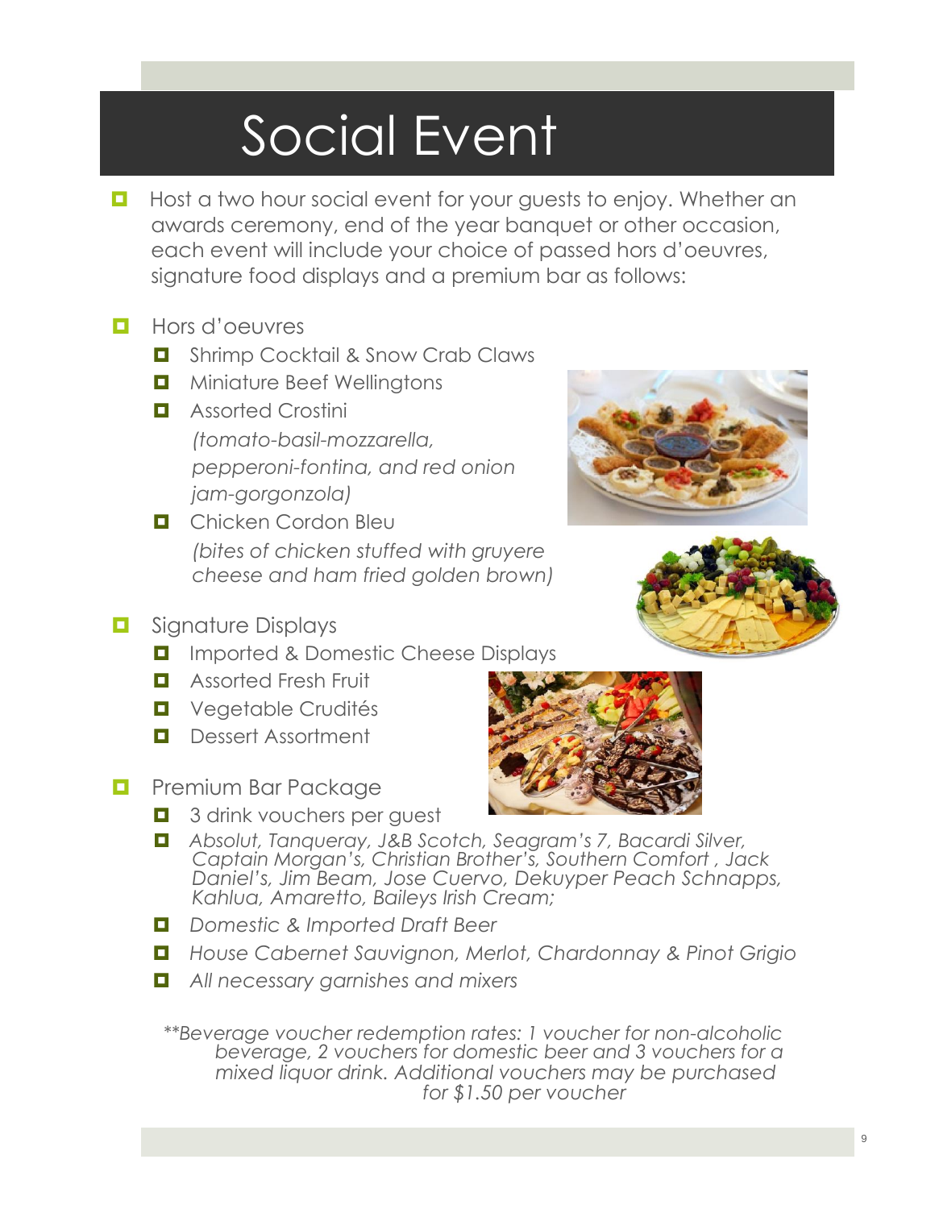# Social Event

- Host a two hour social event for your guests to enjoy. Whether an awards ceremony, end of the year banquet or other occasion, each event will include your choice of passed hors d'oeuvres, signature food displays and a premium bar as follows:

- Hors d'oeuvres
  - Shrimp Cocktail & Snow Crab Claws
  - Miniature Beef Wellingtons
  - Assorted Crostini
    *(tomato-basil-mozzarella, pepperoni-fontina, and red onion jam-gorgonzola)*
  - Chicken Cordon Bleu
    *(bites of chicken stuffed with gruyere cheese and ham fried golden brown)*

- Signature Displays
  - Imported & Domestic Cheese Displays
  - Assorted Fresh Fruit
  - Vegetable Crudités
  - Dessert Assortment

- Premium Bar Package
  - 3 drink vouchers per guest
  - *Absolut, Tanqueray, J&B Scotch, Seagram's 7, Bacardi Silver, Captain Morgan's, Christian Brother's, Southern Comfort , Jack Daniel's, Jim Beam, Jose Cuervo, Dekuyper Peach Schnapps, Kahlua, Amaretto, Baileys Irish Cream;*
  - *Domestic & Imported Draft Beer*
  - *House Cabernet Sauvignon, Merlot, Chardonnay & Pinot Grigio*
  - *All necessary garnishes and mixers*

*\*\*Beverage voucher redemption rates: 1 voucher for non-alcoholic beverage, 2 vouchers for domestic beer and 3 vouchers for a mixed liquor drink. Additional vouchers may be purchased for $1.50 per voucher*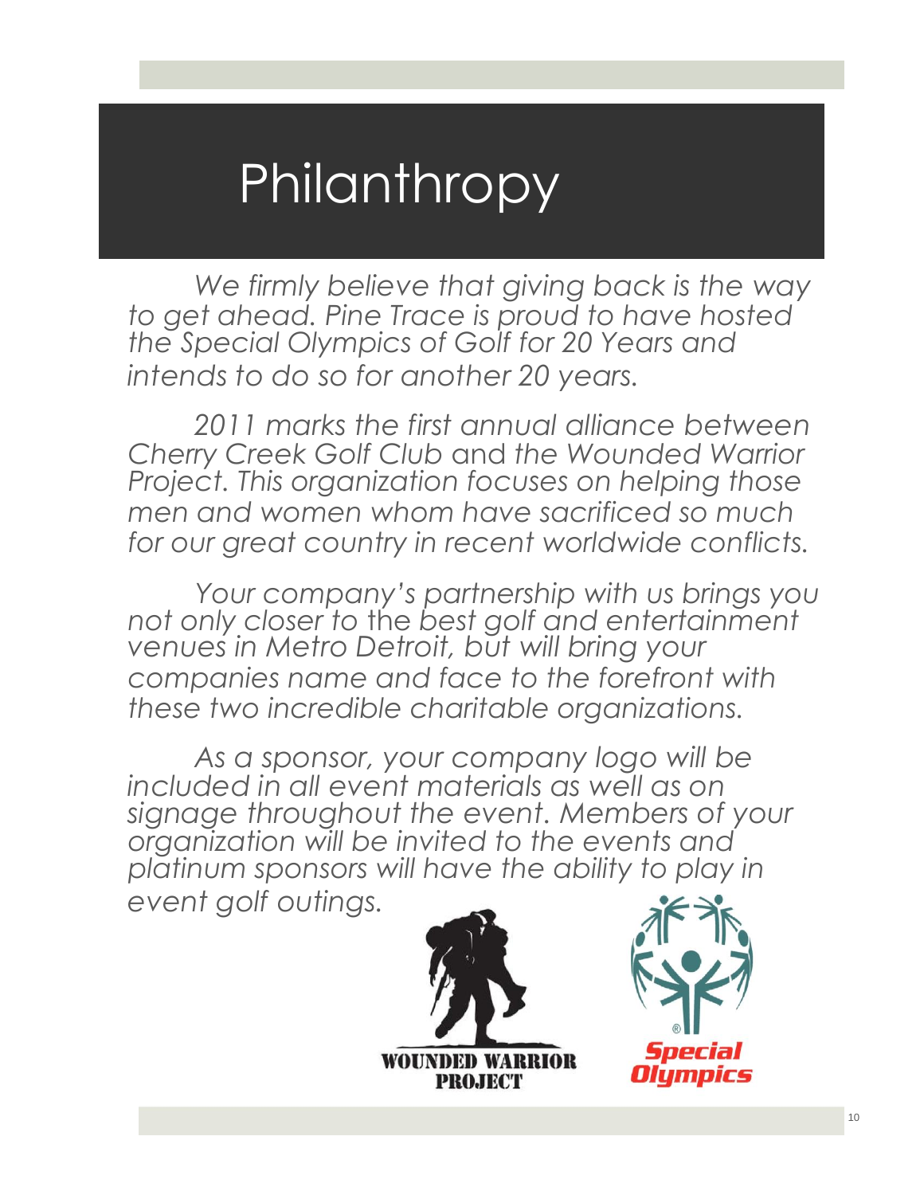# Philanthropy

*We firmly believe that giving back is the way to get ahead. Pine Trace is proud to have hosted the Special Olympics of Golf for 20 Years and intends to do so for another 20 years.*

*2011 marks the first annual alliance between Cherry Creek Golf Club* and *the Wounded Warrior Project. This organization focuses on helping those men and women whom have sacrificed so much for our great country in recent worldwide conflicts.*

*Your company's partnership with us brings you not only closer to* the *best golf and entertainment venues in Metro Detroit, but will bring your companies name and face to the forefront with these two incredible charitable organizations.*

*As a sponsor, your company logo will be included in all event materials as well as on signage throughout the event. Members of your organization will be invited to the events and platinum sponsors will have the ability to play in event golf outings.*

WOUNDED WARRIOR PROJECT

Special Olympics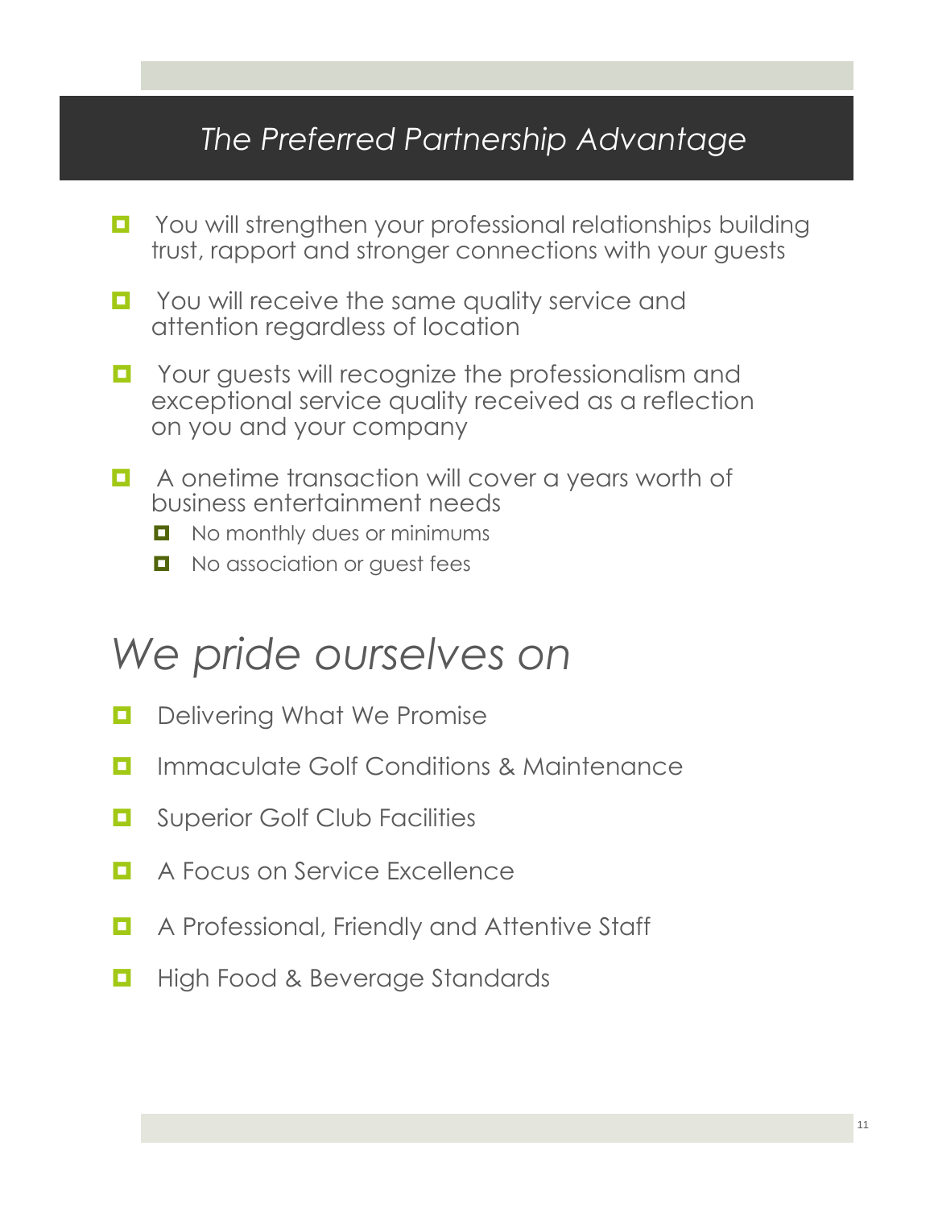## *The Preferred Partnership Advantage*

- You will strengthen your professional relationships building trust, rapport and stronger connections with your guests
- You will receive the same quality service and attention regardless of location
- Your guests will recognize the professionalism and exceptional service quality received as a reflection on you and your company
- A onetime transaction will cover a years worth of business entertainment needs
  - No monthly dues or minimums
  - No association or guest fees

# *We pride ourselves on*

- Delivering What We Promise
- Immaculate Golf Conditions & Maintenance
- Superior Golf Club Facilities
- A Focus on Service Excellence
- A Professional, Friendly and Attentive Staff
- High Food & Beverage Standards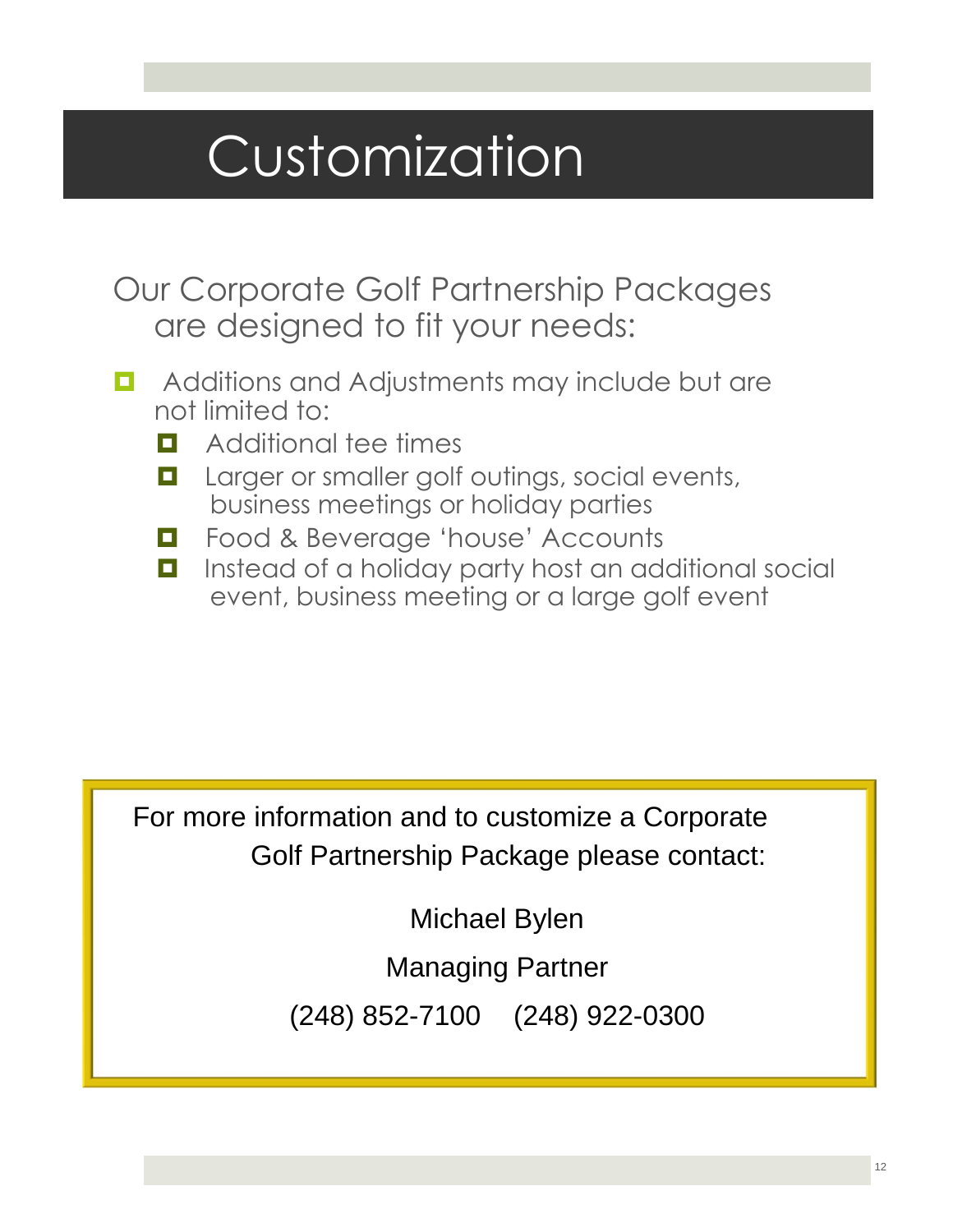# Customization

Our Corporate Golf Partnership Packages are designed to fit your needs:

- Additions and Adjustments may include but are not limited to:
  - Additional tee times
  - Larger or smaller golf outings, social events, business meetings or holiday parties
  - Food & Beverage 'house' Accounts
  - Instead of a holiday party host an additional social event, business meeting or a large golf event

For more information and to customize a Corporate Golf Partnership Package please contact:

Michael Bylen

Managing Partner

(248) 852-7100 (248) 922-0300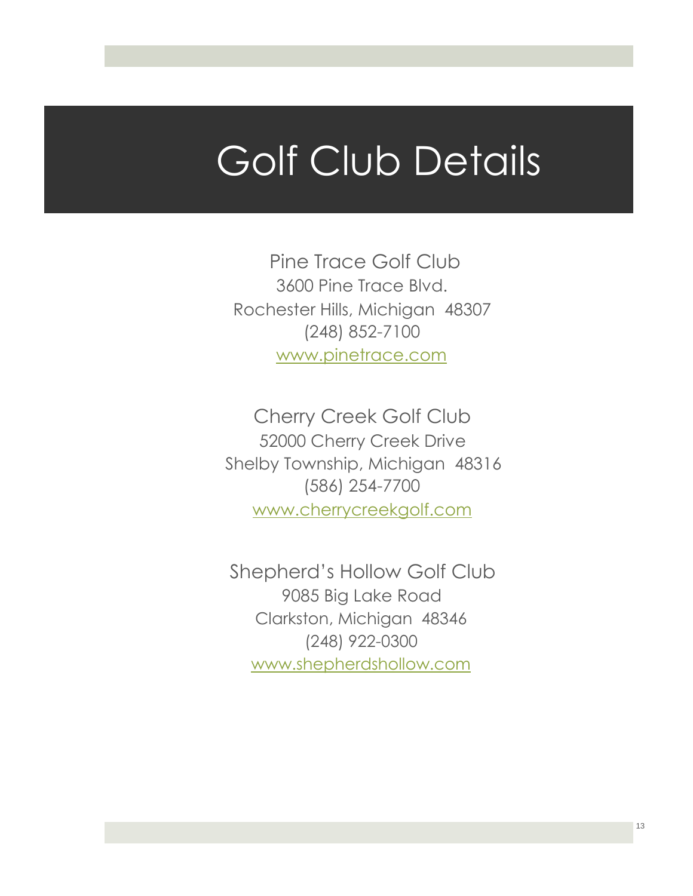# Golf Club Details

Pine Trace Golf Club
3600 Pine Trace Blvd.
Rochester Hills, Michigan  48307
(248) 852-7100
www.pinetrace.com

Cherry Creek Golf Club
52000 Cherry Creek Drive
Shelby Township, Michigan  48316
(586) 254-7700
www.cherrycreekgolf.com

Shepherd's Hollow Golf Club
9085 Big Lake Road
Clarkston, Michigan  48346
(248) 922-0300
www.shepherdshollow.com